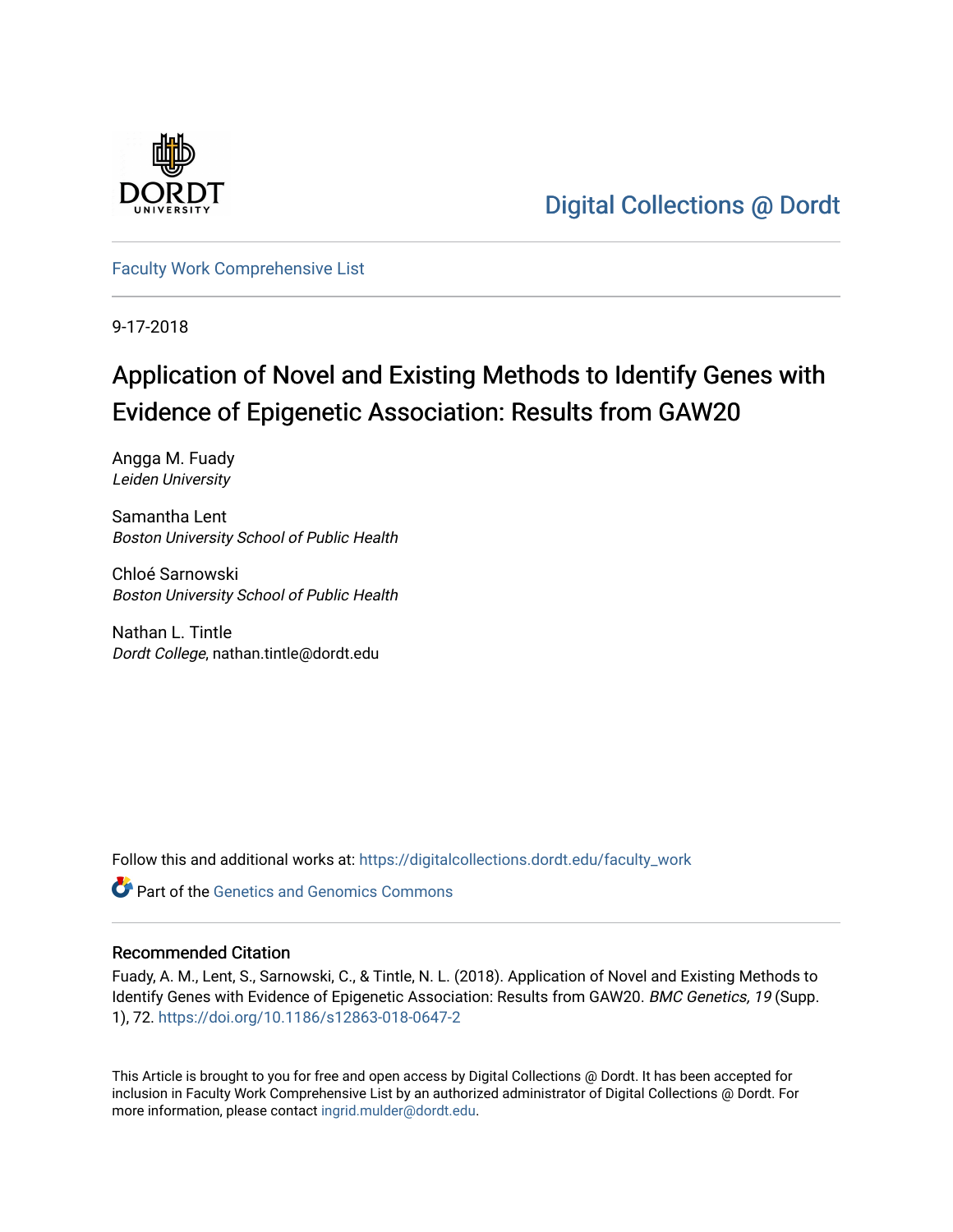Digital Collections @ Dordt

Faculty Work Comprehensive List

9-17-2018

# Application of Novel and Existing Methods to Identify Genes with Evidence of Epigenetic Association: Results from GAW20

Angga M. Fuady
*Leiden University*

Samantha Lent
*Boston University School of Public Health*

Chloé Sarnowski
*Boston University School of Public Health*

Nathan L. Tintle
*Dordt College*, nathan.tintle@dordt.edu

Follow this and additional works at: https://digitalcollections.dordt.edu/faculty_work

Part of the Genetics and Genomics Commons

## Recommended Citation

Fuady, A. M., Lent, S., Sarnowski, C., & Tintle, N. L. (2018). Application of Novel and Existing Methods to Identify Genes with Evidence of Epigenetic Association: Results from GAW20. *BMC Genetics, 19* (Supp. 1), 72. https://doi.org/10.1186/s12863-018-0647-2

This Article is brought to you for free and open access by Digital Collections @ Dordt. It has been accepted for inclusion in Faculty Work Comprehensive List by an authorized administrator of Digital Collections @ Dordt. For more information, please contact ingrid.mulder@dordt.edu.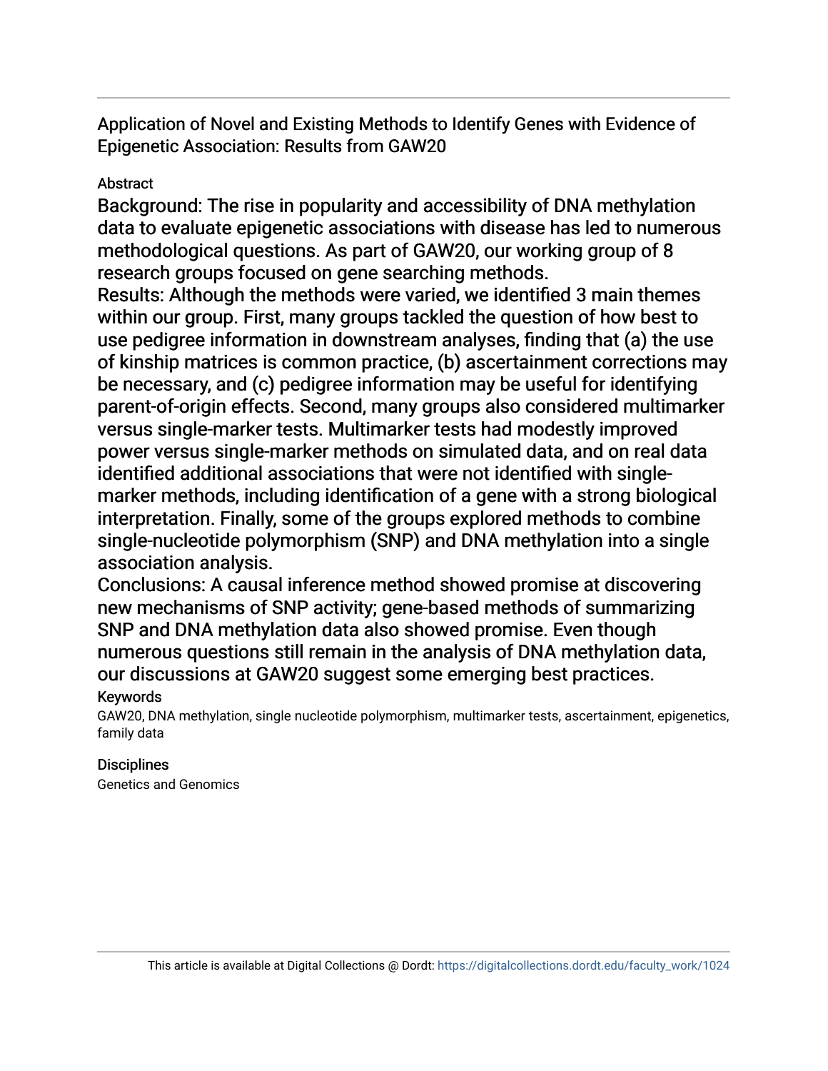# Application of Novel and Existing Methods to Identify Genes with Evidence of Epigenetic Association: Results from GAW20

## Abstract

Background: The rise in popularity and accessibility of DNA methylation data to evaluate epigenetic associations with disease has led to numerous methodological questions. As part of GAW20, our working group of 8 research groups focused on gene searching methods.

Results: Although the methods were varied, we identified 3 main themes within our group. First, many groups tackled the question of how best to use pedigree information in downstream analyses, finding that (a) the use of kinship matrices is common practice, (b) ascertainment corrections may be necessary, and (c) pedigree information may be useful for identifying parent-of-origin effects. Second, many groups also considered multimarker versus single-marker tests. Multimarker tests had modestly improved power versus single-marker methods on simulated data, and on real data identified additional associations that were not identified with single-marker methods, including identification of a gene with a strong biological interpretation. Finally, some of the groups explored methods to combine single-nucleotide polymorphism (SNP) and DNA methylation into a single association analysis.

Conclusions: A causal inference method showed promise at discovering new mechanisms of SNP activity; gene-based methods of summarizing SNP and DNA methylation data also showed promise. Even though numerous questions still remain in the analysis of DNA methylation data, our discussions at GAW20 suggest some emerging best practices.

### Keywords

GAW20, DNA methylation, single nucleotide polymorphism, multimarker tests, ascertainment, epigenetics, family data

### Disciplines

Genetics and Genomics

This article is available at Digital Collections @ Dordt: https://digitalcollections.dordt.edu/faculty_work/1024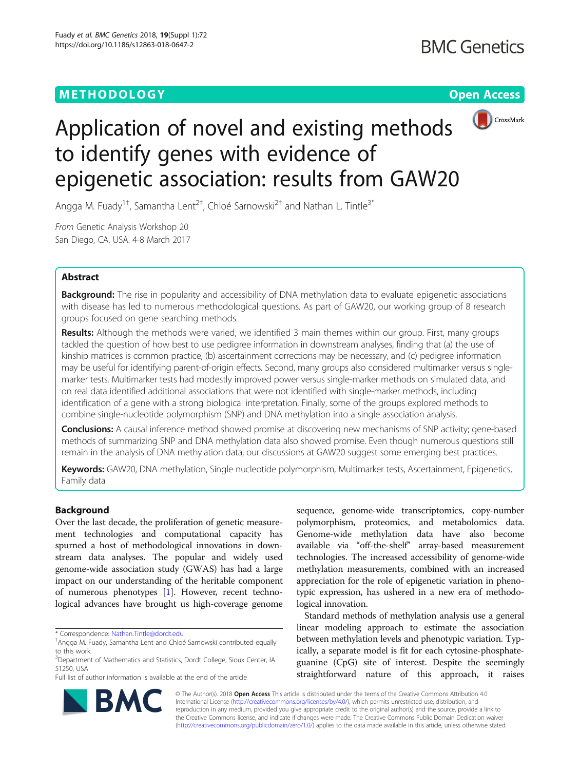# Application of novel and existing methods to identify genes with evidence of epigenetic association: results from GAW20

Angga M. Fuady[1†], Samantha Lent[2†], Chloé Sarnowski[2†] and Nathan L. Tintle[3*]

*From* Genetic Analysis Workshop 20
San Diego, CA, USA. 4-8 March 2017

## Abstract

**Background:** The rise in popularity and accessibility of DNA methylation data to evaluate epigenetic associations with disease has led to numerous methodological questions. As part of GAW20, our working group of 8 research groups focused on gene searching methods.

**Results:** Although the methods were varied, we identified 3 main themes within our group. First, many groups tackled the question of how best to use pedigree information in downstream analyses, finding that (a) the use of kinship matrices is common practice, (b) ascertainment corrections may be necessary, and (c) pedigree information may be useful for identifying parent-of-origin effects. Second, many groups also considered multimarker versus single-marker tests. Multimarker tests had modestly improved power versus single-marker methods on simulated data, and on real data identified additional associations that were not identified with single-marker methods, including identification of a gene with a strong biological interpretation. Finally, some of the groups explored methods to combine single-nucleotide polymorphism (SNP) and DNA methylation into a single association analysis.

**Conclusions:** A causal inference method showed promise at discovering new mechanisms of SNP activity; gene-based methods of summarizing SNP and DNA methylation data also showed promise. Even though numerous questions still remain in the analysis of DNA methylation data, our discussions at GAW20 suggest some emerging best practices.

**Keywords:** GAW20, DNA methylation, Single nucleotide polymorphism, Multimarker tests, Ascertainment, Epigenetics, Family data

## Background

Over the last decade, the proliferation of genetic measurement technologies and computational capacity has spurned a host of methodological innovations in downstream data analyses. The popular and widely used genome-wide association study (GWAS) has had a large impact on our understanding of the heritable component of numerous phenotypes [1]. However, recent technological advances have brought us high-coverage genome sequence, genome-wide transcriptomics, copy-number polymorphism, proteomics, and metabolomics data. Genome-wide methylation data have also become available via "off-the-shelf" array-based measurement technologies. The increased accessibility of genome-wide methylation measurements, combined with an increased appreciation for the role of epigenetic variation in phenotypic expression, has ushered in a new era of methodological innovation.

Standard methods of methylation analysis use a general linear modeling approach to estimate the association between methylation levels and phenotypic variation. Typically, a separate model is fit for each cytosine-phosphate-guanine (CpG) site of interest. Despite the seemingly straightforward nature of this approach, it raises

\* Correspondence: Nathan.Tintle@dordt.edu
†Angga M. Fuady, Samantha Lent and Chloé Sarnowski contributed equally to this work.
[3]Department of Mathematics and Statistics, Dordt College, Sioux Center, IA 51250, USA
Full list of author information is available at the end of the article

© The Author(s). 2018 **Open Access** This article is distributed under the terms of the Creative Commons Attribution 4.0 International License (http://creativecommons.org/licenses/by/4.0/), which permits unrestricted use, distribution, and reproduction in any medium, provided you give appropriate credit to the original author(s) and the source, provide a link to the Creative Commons license, and indicate if changes were made. The Creative Commons Public Domain Dedication waiver (http://creativecommons.org/publicdomain/zero/1.0/) applies to the data made available in this article, unless otherwise stated.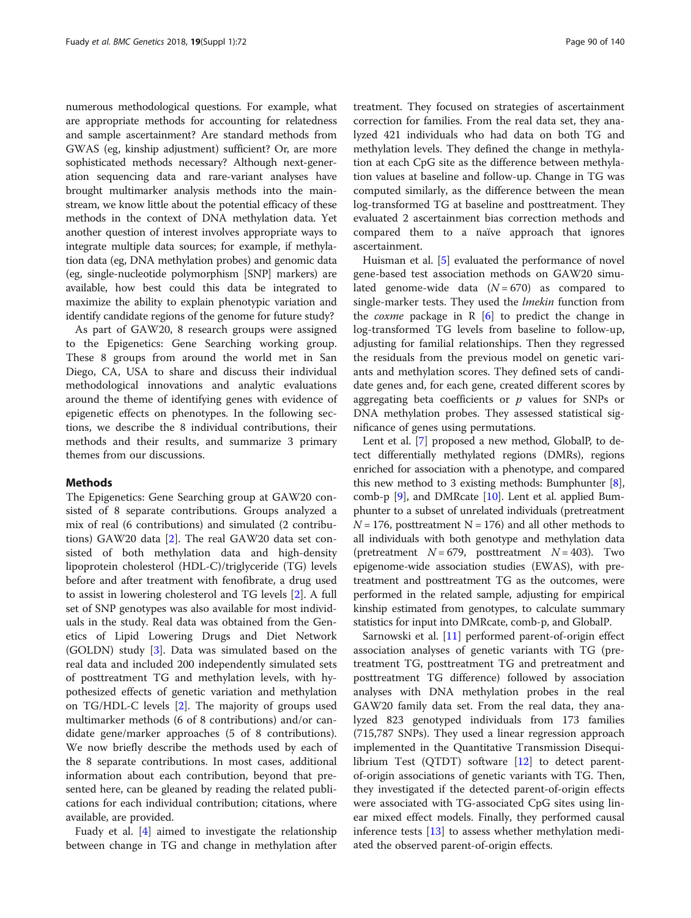numerous methodological questions. For example, what are appropriate methods for accounting for relatedness and sample ascertainment? Are standard methods from GWAS (eg, kinship adjustment) sufficient? Or, are more sophisticated methods necessary? Although next-generation sequencing data and rare-variant analyses have brought multimarker analysis methods into the mainstream, we know little about the potential efficacy of these methods in the context of DNA methylation data. Yet another question of interest involves appropriate ways to integrate multiple data sources; for example, if methylation data (eg, DNA methylation probes) and genomic data (eg, single-nucleotide polymorphism [SNP] markers) are available, how best could this data be integrated to maximize the ability to explain phenotypic variation and identify candidate regions of the genome for future study?

As part of GAW20, 8 research groups were assigned to the Epigenetics: Gene Searching working group. These 8 groups from around the world met in San Diego, CA, USA to share and discuss their individual methodological innovations and analytic evaluations around the theme of identifying genes with evidence of epigenetic effects on phenotypes. In the following sections, we describe the 8 individual contributions, their methods and their results, and summarize 3 primary themes from our discussions.

## Methods

The Epigenetics: Gene Searching group at GAW20 consisted of 8 separate contributions. Groups analyzed a mix of real (6 contributions) and simulated (2 contributions) GAW20 data [2]. The real GAW20 data set consisted of both methylation data and high-density lipoprotein cholesterol (HDL-C)/triglyceride (TG) levels before and after treatment with fenofibrate, a drug used to assist in lowering cholesterol and TG levels [2]. A full set of SNP genotypes was also available for most individuals in the study. Real data was obtained from the Genetics of Lipid Lowering Drugs and Diet Network (GOLDN) study [3]. Data was simulated based on the real data and included 200 independently simulated sets of posttreatment TG and methylation levels, with hypothesized effects of genetic variation and methylation on TG/HDL-C levels [2]. The majority of groups used multimarker methods (6 of 8 contributions) and/or candidate gene/marker approaches (5 of 8 contributions). We now briefly describe the methods used by each of the 8 separate contributions. In most cases, additional information about each contribution, beyond that presented here, can be gleaned by reading the related publications for each individual contribution; citations, where available, are provided.

Fuady et al. [4] aimed to investigate the relationship between change in TG and change in methylation after treatment. They focused on strategies of ascertainment correction for families. From the real data set, they analyzed 421 individuals who had data on both TG and methylation levels. They defined the change in methylation at each CpG site as the difference between methylation values at baseline and follow-up. Change in TG was computed similarly, as the difference between the mean log-transformed TG at baseline and posttreatment. They evaluated 2 ascertainment bias correction methods and compared them to a naïve approach that ignores ascertainment.

Huisman et al. [5] evaluated the performance of novel gene-based test association methods on GAW20 simulated genome-wide data ($N = 670$) as compared to single-marker tests. They used the *lmekin* function from the *coxme* package in R [6] to predict the change in log-transformed TG levels from baseline to follow-up, adjusting for familial relationships. Then they regressed the residuals from the previous model on genetic variants and methylation scores. They defined sets of candidate genes and, for each gene, created different scores by aggregating beta coefficients or *p* values for SNPs or DNA methylation probes. They assessed statistical significance of genes using permutations.

Lent et al. [7] proposed a new method, GlobalP, to detect differentially methylated regions (DMRs), regions enriched for association with a phenotype, and compared this new method to 3 existing methods: Bumphunter [8], comb-p [9], and DMRcate [10]. Lent et al. applied Bumphunter to a subset of unrelated individuals (pretreatment $N = 176$, posttreatment $N = 176$) and all other methods to all individuals with both genotype and methylation data (pretreatment $N = 679$, posttreatment $N = 403$). Two epigenome-wide association studies (EWAS), with pretreatment and posttreatment TG as the outcomes, were performed in the related sample, adjusting for empirical kinship estimated from genotypes, to calculate summary statistics for input into DMRcate, comb-p, and GlobalP.

Sarnowski et al. [11] performed parent-of-origin effect association analyses of genetic variants with TG (pretreatment TG, posttreatment TG and pretreatment and posttreatment TG difference) followed by association analyses with DNA methylation probes in the real GAW20 family data set. From the real data, they analyzed 823 genotyped individuals from 173 families (715,787 SNPs). They used a linear regression approach implemented in the Quantitative Transmission Disequilibrium Test (QTDT) software [12] to detect parent-of-origin associations of genetic variants with TG. Then, they investigated if the detected parent-of-origin effects were associated with TG-associated CpG sites using linear mixed effect models. Finally, they performed causal inference tests [13] to assess whether methylation mediated the observed parent-of-origin effects.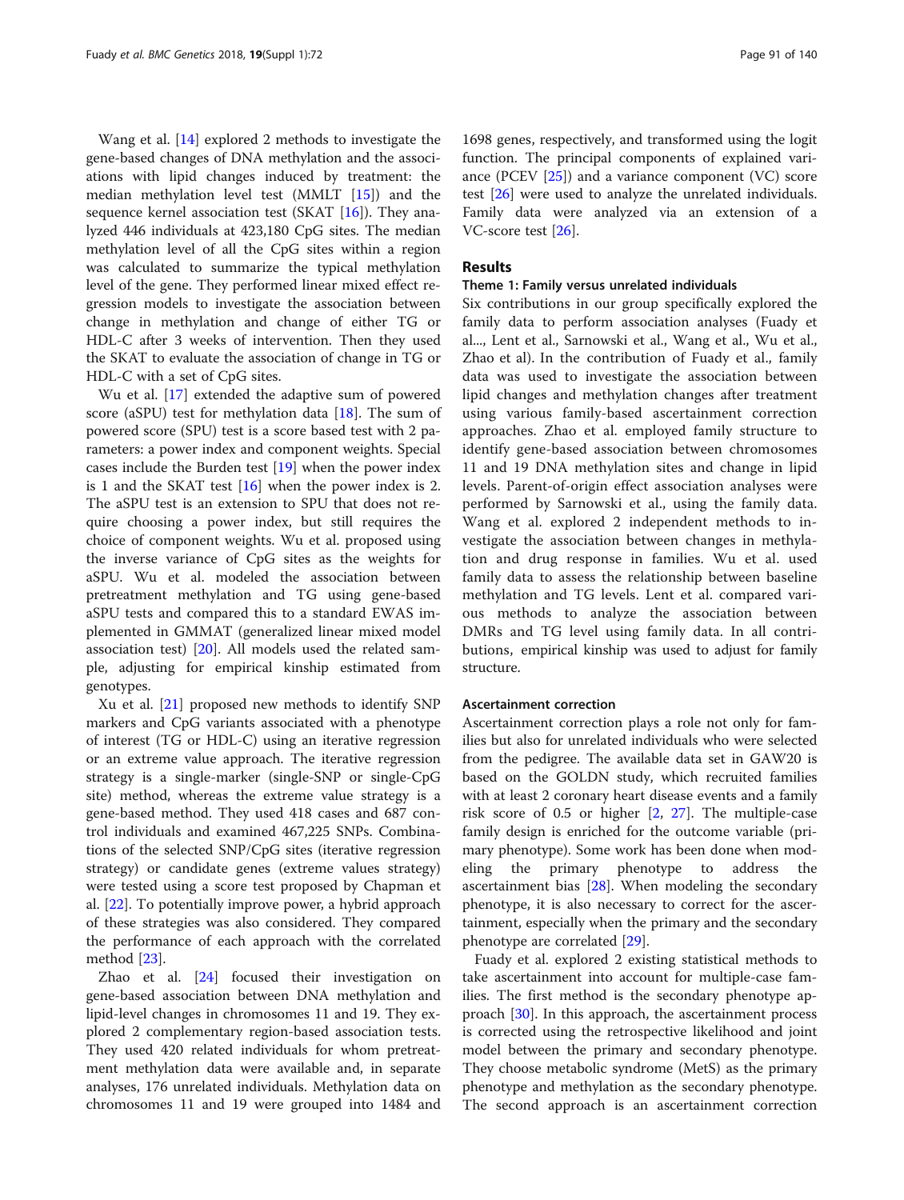Wang et al. [14] explored 2 methods to investigate the gene-based changes of DNA methylation and the associations with lipid changes induced by treatment: the median methylation level test (MMLT [15]) and the sequence kernel association test (SKAT [16]). They analyzed 446 individuals at 423,180 CpG sites. The median methylation level of all the CpG sites within a region was calculated to summarize the typical methylation level of the gene. They performed linear mixed effect regression models to investigate the association between change in methylation and change of either TG or HDL-C after 3 weeks of intervention. Then they used the SKAT to evaluate the association of change in TG or HDL-C with a set of CpG sites.

Wu et al. [17] extended the adaptive sum of powered score (aSPU) test for methylation data [18]. The sum of powered score (SPU) test is a score based test with 2 parameters: a power index and component weights. Special cases include the Burden test [19] when the power index is 1 and the SKAT test [16] when the power index is 2. The aSPU test is an extension to SPU that does not require choosing a power index, but still requires the choice of component weights. Wu et al. proposed using the inverse variance of CpG sites as the weights for aSPU. Wu et al. modeled the association between pretreatment methylation and TG using gene-based aSPU tests and compared this to a standard EWAS implemented in GMMAT (generalized linear mixed model association test) [20]. All models used the related sample, adjusting for empirical kinship estimated from genotypes.

Xu et al. [21] proposed new methods to identify SNP markers and CpG variants associated with a phenotype of interest (TG or HDL-C) using an iterative regression or an extreme value approach. The iterative regression strategy is a single-marker (single-SNP or single-CpG site) method, whereas the extreme value strategy is a gene-based method. They used 418 cases and 687 control individuals and examined 467,225 SNPs. Combinations of the selected SNP/CpG sites (iterative regression strategy) or candidate genes (extreme values strategy) were tested using a score test proposed by Chapman et al. [22]. To potentially improve power, a hybrid approach of these strategies was also considered. They compared the performance of each approach with the correlated method [23].

Zhao et al. [24] focused their investigation on gene-based association between DNA methylation and lipid-level changes in chromosomes 11 and 19. They explored 2 complementary region-based association tests. They used 420 related individuals for whom pretreatment methylation data were available and, in separate analyses, 176 unrelated individuals. Methylation data on chromosomes 11 and 19 were grouped into 1484 and 1698 genes, respectively, and transformed using the logit function. The principal components of explained variance (PCEV [25]) and a variance component (VC) score test [26] were used to analyze the unrelated individuals. Family data were analyzed via an extension of a VC-score test [26].

## Results

### Theme 1: Family versus unrelated individuals

Six contributions in our group specifically explored the family data to perform association analyses (Fuady et al..., Lent et al., Sarnowski et al., Wang et al., Wu et al., Zhao et al). In the contribution of Fuady et al., family data was used to investigate the association between lipid changes and methylation changes after treatment using various family-based ascertainment correction approaches. Zhao et al. employed family structure to identify gene-based association between chromosomes 11 and 19 DNA methylation sites and change in lipid levels. Parent-of-origin effect association analyses were performed by Sarnowski et al., using the family data. Wang et al. explored 2 independent methods to investigate the association between changes in methylation and drug response in families. Wu et al. used family data to assess the relationship between baseline methylation and TG levels. Lent et al. compared various methods to analyze the association between DMRs and TG level using family data. In all contributions, empirical kinship was used to adjust for family structure.

#### Ascertainment correction

Ascertainment correction plays a role not only for families but also for unrelated individuals who were selected from the pedigree. The available data set in GAW20 is based on the GOLDN study, which recruited families with at least 2 coronary heart disease events and a family risk score of 0.5 or higher [2, 27]. The multiple-case family design is enriched for the outcome variable (primary phenotype). Some work has been done when modeling the primary phenotype to address the ascertainment bias [28]. When modeling the secondary phenotype, it is also necessary to correct for the ascertainment, especially when the primary and the secondary phenotype are correlated [29].

Fuady et al. explored 2 existing statistical methods to take ascertainment into account for multiple-case families. The first method is the secondary phenotype approach [30]. In this approach, the ascertainment process is corrected using the retrospective likelihood and joint model between the primary and secondary phenotype. They choose metabolic syndrome (MetS) as the primary phenotype and methylation as the secondary phenotype. The second approach is an ascertainment correction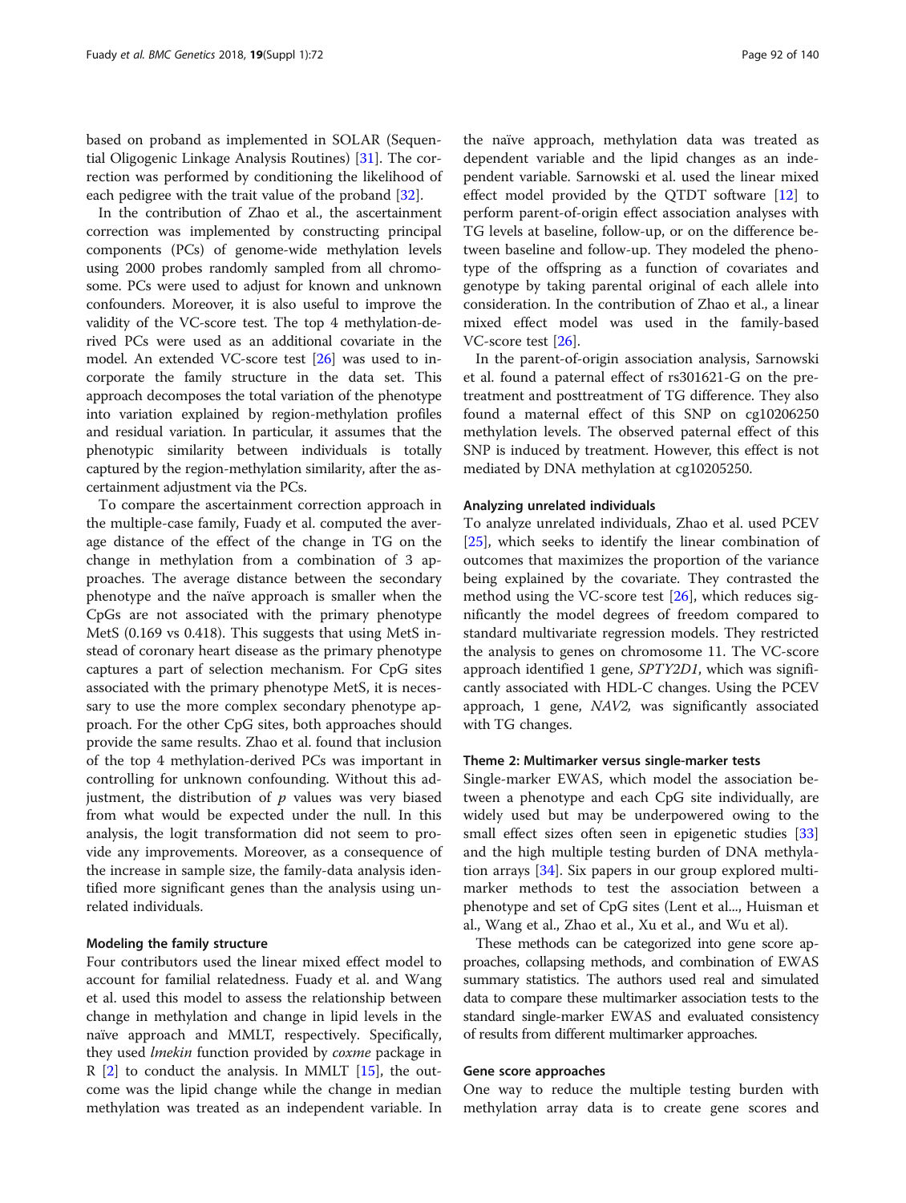based on proband as implemented in SOLAR (Sequential Oligogenic Linkage Analysis Routines) [31]. The correction was performed by conditioning the likelihood of each pedigree with the trait value of the proband [32].

In the contribution of Zhao et al., the ascertainment correction was implemented by constructing principal components (PCs) of genome-wide methylation levels using 2000 probes randomly sampled from all chromosome. PCs were used to adjust for known and unknown confounders. Moreover, it is also useful to improve the validity of the VC-score test. The top 4 methylation-derived PCs were used as an additional covariate in the model. An extended VC-score test [26] was used to incorporate the family structure in the data set. This approach decomposes the total variation of the phenotype into variation explained by region-methylation profiles and residual variation. In particular, it assumes that the phenotypic similarity between individuals is totally captured by the region-methylation similarity, after the ascertainment adjustment via the PCs.

To compare the ascertainment correction approach in the multiple-case family, Fuady et al. computed the average distance of the effect of the change in TG on the change in methylation from a combination of 3 approaches. The average distance between the secondary phenotype and the naïve approach is smaller when the CpGs are not associated with the primary phenotype MetS (0.169 vs 0.418). This suggests that using MetS instead of coronary heart disease as the primary phenotype captures a part of selection mechanism. For CpG sites associated with the primary phenotype MetS, it is necessary to use the more complex secondary phenotype approach. For the other CpG sites, both approaches should provide the same results. Zhao et al. found that inclusion of the top 4 methylation-derived PCs was important in controlling for unknown confounding. Without this adjustment, the distribution of $p$ values was very biased from what would be expected under the null. In this analysis, the logit transformation did not seem to provide any improvements. Moreover, as a consequence of the increase in sample size, the family-data analysis identified more significant genes than the analysis using unrelated individuals.

### Modeling the family structure

Four contributors used the linear mixed effect model to account for familial relatedness. Fuady et al. and Wang et al. used this model to assess the relationship between change in methylation and change in lipid levels in the naïve approach and MMLT, respectively. Specifically, they used *lmekin* function provided by *coxme* package in R [2] to conduct the analysis. In MMLT [15], the outcome was the lipid change while the change in median methylation was treated as an independent variable. In the naïve approach, methylation data was treated as dependent variable and the lipid changes as an independent variable. Sarnowski et al. used the linear mixed effect model provided by the QTDT software [12] to perform parent-of-origin effect association analyses with TG levels at baseline, follow-up, or on the difference between baseline and follow-up. They modeled the phenotype of the offspring as a function of covariates and genotype by taking parental original of each allele into consideration. In the contribution of Zhao et al., a linear mixed effect model was used in the family-based VC-score test [26].

In the parent-of-origin association analysis, Sarnowski et al. found a paternal effect of rs301621-G on the pretreatment and posttreatment of TG difference. They also found a maternal effect of this SNP on cg10206250 methylation levels. The observed paternal effect of this SNP is induced by treatment. However, this effect is not mediated by DNA methylation at cg10205250.

### Analyzing unrelated individuals

To analyze unrelated individuals, Zhao et al. used PCEV [25], which seeks to identify the linear combination of outcomes that maximizes the proportion of the variance being explained by the covariate. They contrasted the method using the VC-score test [26], which reduces significantly the model degrees of freedom compared to standard multivariate regression models. They restricted the analysis to genes on chromosome 11. The VC-score approach identified 1 gene, *SPTY2D1*, which was significantly associated with HDL-C changes. Using the PCEV approach, 1 gene, *NAV2*, was significantly associated with TG changes.

## Theme 2: Multimarker versus single-marker tests

Single-marker EWAS, which model the association between a phenotype and each CpG site individually, are widely used but may be underpowered owing to the small effect sizes often seen in epigenetic studies [33] and the high multiple testing burden of DNA methylation arrays [34]. Six papers in our group explored multimarker methods to test the association between a phenotype and set of CpG sites (Lent et al..., Huisman et al., Wang et al., Zhao et al., Xu et al., and Wu et al).

These methods can be categorized into gene score approaches, collapsing methods, and combination of EWAS summary statistics. The authors used real and simulated data to compare these multimarker association tests to the standard single-marker EWAS and evaluated consistency of results from different multimarker approaches.

### Gene score approaches

One way to reduce the multiple testing burden with methylation array data is to create gene scores and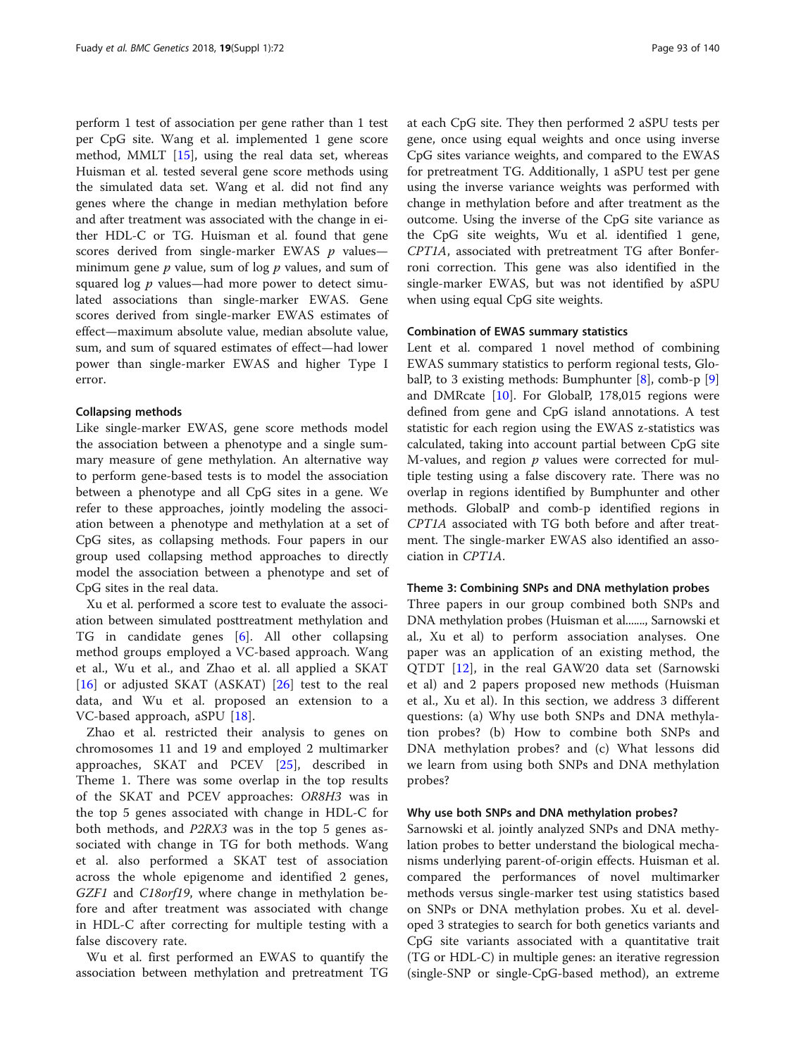perform 1 test of association per gene rather than 1 test per CpG site. Wang et al. implemented 1 gene score method, MMLT [15], using the real data set, whereas Huisman et al. tested several gene score methods using the simulated data set. Wang et al. did not find any genes where the change in median methylation before and after treatment was associated with the change in either HDL-C or TG. Huisman et al. found that gene scores derived from single-marker EWAS *p* values—minimum gene *p* value, sum of log *p* values, and sum of squared log *p* values—had more power to detect simulated associations than single-marker EWAS. Gene scores derived from single-marker EWAS estimates of effect—maximum absolute value, median absolute value, sum, and sum of squared estimates of effect—had lower power than single-marker EWAS and higher Type I error.

#### Collapsing methods

Like single-marker EWAS, gene score methods model the association between a phenotype and a single summary measure of gene methylation. An alternative way to perform gene-based tests is to model the association between a phenotype and all CpG sites in a gene. We refer to these approaches, jointly modeling the association between a phenotype and methylation at a set of CpG sites, as collapsing methods. Four papers in our group used collapsing method approaches to directly model the association between a phenotype and set of CpG sites in the real data.

Xu et al. performed a score test to evaluate the association between simulated posttreatment methylation and TG in candidate genes [6]. All other collapsing method groups employed a VC-based approach. Wang et al., Wu et al., and Zhao et al. all applied a SKAT [16] or adjusted SKAT (ASKAT) [26] test to the real data, and Wu et al. proposed an extension to a VC-based approach, aSPU [18].

Zhao et al. restricted their analysis to genes on chromosomes 11 and 19 and employed 2 multimarker approaches, SKAT and PCEV [25], described in Theme 1. There was some overlap in the top results of the SKAT and PCEV approaches: *OR8H3* was in the top 5 genes associated with change in HDL-C for both methods, and *P2RX3* was in the top 5 genes associated with change in TG for both methods. Wang et al. also performed a SKAT test of association across the whole epigenome and identified 2 genes, *GZF1* and *C18orf19*, where change in methylation before and after treatment was associated with change in HDL-C after correcting for multiple testing with a false discovery rate.

Wu et al. first performed an EWAS to quantify the association between methylation and pretreatment TG at each CpG site. They then performed 2 aSPU tests per gene, once using equal weights and once using inverse CpG sites variance weights, and compared to the EWAS for pretreatment TG. Additionally, 1 aSPU test per gene using the inverse variance weights was performed with change in methylation before and after treatment as the outcome. Using the inverse of the CpG site variance as the CpG site weights, Wu et al. identified 1 gene, *CPT1A*, associated with pretreatment TG after Bonferroni correction. This gene was also identified in the single-marker EWAS, but was not identified by aSPU when using equal CpG site weights.

#### Combination of EWAS summary statistics

Lent et al. compared 1 novel method of combining EWAS summary statistics to perform regional tests, GlobalP, to 3 existing methods: Bumphunter [8], comb-p [9] and DMRcate [10]. For GlobalP, 178,015 regions were defined from gene and CpG island annotations. A test statistic for each region using the EWAS z-statistics was calculated, taking into account partial between CpG site M-values, and region *p* values were corrected for multiple testing using a false discovery rate. There was no overlap in regions identified by Bumphunter and other methods. GlobalP and comb-p identified regions in *CPT1A* associated with TG both before and after treatment. The single-marker EWAS also identified an association in *CPT1A*.

### Theme 3: Combining SNPs and DNA methylation probes

Three papers in our group combined both SNPs and DNA methylation probes (Huisman et al......., Sarnowski et al., Xu et al) to perform association analyses. One paper was an application of an existing method, the QTDT [12], in the real GAW20 data set (Sarnowski et al) and 2 papers proposed new methods (Huisman et al., Xu et al). In this section, we address 3 different questions: (a) Why use both SNPs and DNA methylation probes? (b) How to combine both SNPs and DNA methylation probes? and (c) What lessons did we learn from using both SNPs and DNA methylation probes?

#### Why use both SNPs and DNA methylation probes?

Sarnowski et al. jointly analyzed SNPs and DNA methylation probes to better understand the biological mechanisms underlying parent-of-origin effects. Huisman et al. compared the performances of novel multimarker methods versus single-marker test using statistics based on SNPs or DNA methylation probes. Xu et al. developed 3 strategies to search for both genetics variants and CpG site variants associated with a quantitative trait (TG or HDL-C) in multiple genes: an iterative regression (single-SNP or single-CpG-based method), an extreme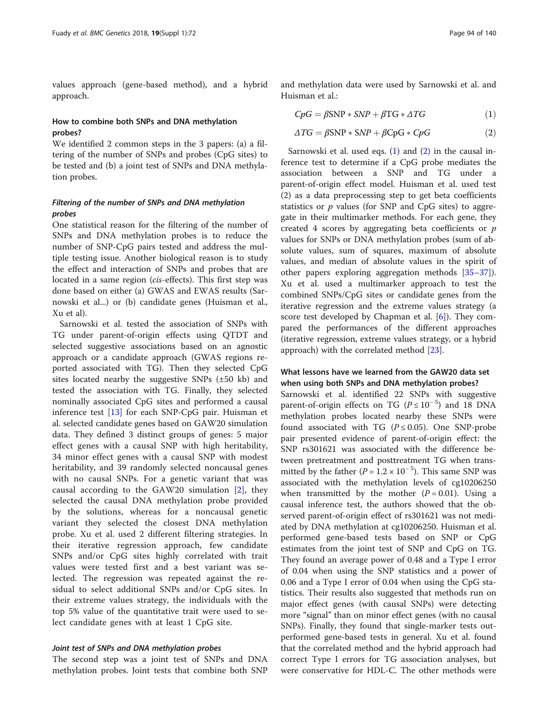values approach (gene-based method), and a hybrid approach.

### How to combine both SNPs and DNA methylation probes?

We identified 2 common steps in the 3 papers: (a) a filtering of the number of SNPs and probes (CpG sites) to be tested and (b) a joint test of SNPs and DNA methylation probes.

#### *Filtering of the number of SNPs and DNA methylation probes*

One statistical reason for the filtering of the number of SNPs and DNA methylation probes is to reduce the number of SNP-CpG pairs tested and address the multiple testing issue. Another biological reason is to study the effect and interaction of SNPs and probes that are located in a same region (*cis*-effects). This first step was done based on either (a) GWAS and EWAS results (Sarnowski et al...) or (b) candidate genes (Huisman et al., Xu et al).

Sarnowski et al. tested the association of SNPs with TG under parent-of-origin effects using QTDT and selected suggestive associations based on an agnostic approach or a candidate approach (GWAS regions reported associated with TG). Then they selected CpG sites located nearby the suggestive SNPs (±50 kb) and tested the association with TG. Finally, they selected nominally associated CpG sites and performed a causal inference test [13] for each SNP-CpG pair. Huisman et al. selected candidate genes based on GAW20 simulation data. They defined 3 distinct groups of genes: 5 major effect genes with a causal SNP with high heritability, 34 minor effect genes with a causal SNP with modest heritability, and 39 randomly selected noncausal genes with no causal SNPs. For a genetic variant that was causal according to the GAW20 simulation [2], they selected the causal DNA methylation probe provided by the solutions, whereas for a noncausal genetic variant they selected the closest DNA methylation probe. Xu et al. used 2 different filtering strategies. In their iterative regression approach, few candidate SNPs and/or CpG sites highly correlated with trait values were tested first and a best variant was selected. The regression was repeated against the residual to select additional SNPs and/or CpG sites. In their extreme values strategy, the individuals with the top 5% value of the quantitative trait were used to select candidate genes with at least 1 CpG site.

#### *Joint test of SNPs and DNA methylation probes*

The second step was a joint test of SNPs and DNA methylation probes. Joint tests that combine both SNP and methylation data were used by Sarnowski et al. and Huisman et al.:

$$CpG = \beta SNP * SNP + \beta TG * \Delta TG \tag{1}$$

$$\Delta TG = \beta SNP * SNP + \beta CpG * CpG \tag{2}$$

Sarnowski et al. used eqs. (1) and (2) in the causal inference test to determine if a CpG probe mediates the association between a SNP and TG under a parent-of-origin effect model. Huisman et al. used test (2) as a data preprocessing step to get beta coefficients statistics or *p* values (for SNP and CpG sites) to aggregate in their multimarker methods. For each gene, they created 4 scores by aggregating beta coefficients or *p* values for SNPs or DNA methylation probes (sum of absolute values, sum of squares, maximum of absolute values, and median of absolute values in the spirit of other papers exploring aggregation methods [35–37]). Xu et al. used a multimarker approach to test the combined SNPs/CpG sites or candidate genes from the iterative regression and the extreme values strategy (a score test developed by Chapman et al. [6]). They compared the performances of the different approaches (iterative regression, extreme values strategy, or a hybrid approach) with the correlated method [23].

### What lessons have we learned from the GAW20 data set when using both SNPs and DNA methylation probes?

Sarnowski et al. identified 22 SNPs with suggestive parent-of-origin effects on TG ($P \leq 10^{-5}$) and 18 DNA methylation probes located nearby these SNPs were found associated with TG ($P \leq 0.05$). One SNP-probe pair presented evidence of parent-of-origin effect: the SNP rs301621 was associated with the difference between pretreatment and posttreatment TG when transmitted by the father ($P = 1.2 \times 10^{-5}$). This same SNP was associated with the methylation levels of cg10206250 when transmitted by the mother ($P = 0.01$). Using a causal inference test, the authors showed that the observed parent-of-origin effect of rs301621 was not mediated by DNA methylation at cg10206250. Huisman et al. performed gene-based tests based on SNP or CpG estimates from the joint test of SNP and CpG on TG. They found an average power of 0.48 and a Type I error of 0.04 when using the SNP statistics and a power of 0.06 and a Type I error of 0.04 when using the CpG statistics. Their results also suggested that methods run on major effect genes (with causal SNPs) were detecting more "signal" than on minor effect genes (with no causal SNPs). Finally, they found that single-marker tests outperformed gene-based tests in general. Xu et al. found that the correlated method and the hybrid approach had correct Type I errors for TG association analyses, but were conservative for HDL-C. The other methods were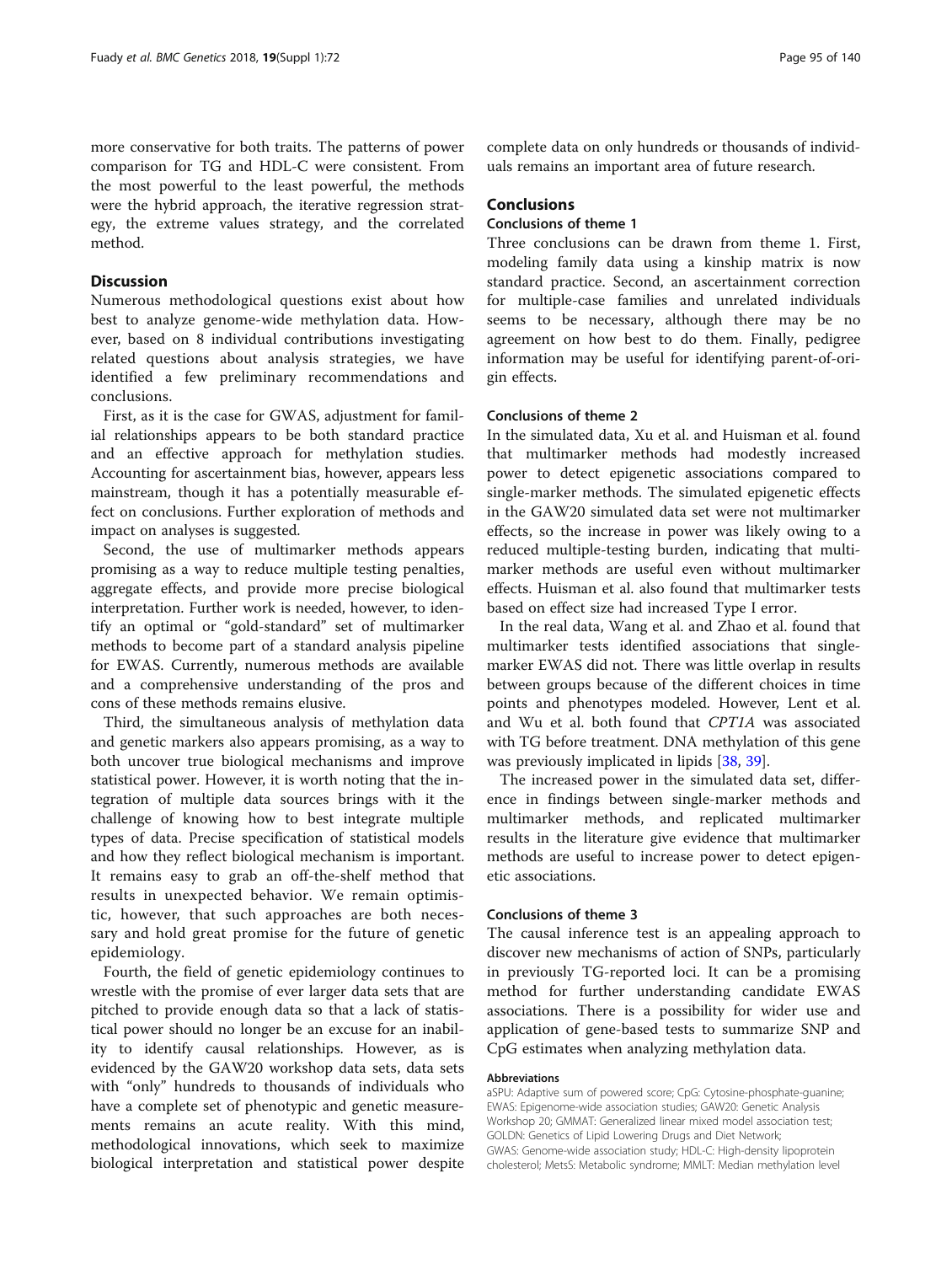more conservative for both traits. The patterns of power comparison for TG and HDL-C were consistent. From the most powerful to the least powerful, the methods were the hybrid approach, the iterative regression strategy, the extreme values strategy, and the correlated method.

## Discussion

Numerous methodological questions exist about how best to analyze genome-wide methylation data. However, based on 8 individual contributions investigating related questions about analysis strategies, we have identified a few preliminary recommendations and conclusions.

First, as it is the case for GWAS, adjustment for familial relationships appears to be both standard practice and an effective approach for methylation studies. Accounting for ascertainment bias, however, appears less mainstream, though it has a potentially measurable effect on conclusions. Further exploration of methods and impact on analyses is suggested.

Second, the use of multimarker methods appears promising as a way to reduce multiple testing penalties, aggregate effects, and provide more precise biological interpretation. Further work is needed, however, to identify an optimal or "gold-standard" set of multimarker methods to become part of a standard analysis pipeline for EWAS. Currently, numerous methods are available and a comprehensive understanding of the pros and cons of these methods remains elusive.

Third, the simultaneous analysis of methylation data and genetic markers also appears promising, as a way to both uncover true biological mechanisms and improve statistical power. However, it is worth noting that the integration of multiple data sources brings with it the challenge of knowing how to best integrate multiple types of data. Precise specification of statistical models and how they reflect biological mechanism is important. It remains easy to grab an off-the-shelf method that results in unexpected behavior. We remain optimistic, however, that such approaches are both necessary and hold great promise for the future of genetic epidemiology.

Fourth, the field of genetic epidemiology continues to wrestle with the promise of ever larger data sets that are pitched to provide enough data so that a lack of statistical power should no longer be an excuse for an inability to identify causal relationships. However, as is evidenced by the GAW20 workshop data sets, data sets with "only" hundreds to thousands of individuals who have a complete set of phenotypic and genetic measurements remains an acute reality. With this mind, methodological innovations, which seek to maximize biological interpretation and statistical power despite complete data on only hundreds or thousands of individuals remains an important area of future research.

## Conclusions

### Conclusions of theme 1

Three conclusions can be drawn from theme 1. First, modeling family data using a kinship matrix is now standard practice. Second, an ascertainment correction for multiple-case families and unrelated individuals seems to be necessary, although there may be no agreement on how best to do them. Finally, pedigree information may be useful for identifying parent-of-origin effects.

### Conclusions of theme 2

In the simulated data, Xu et al. and Huisman et al. found that multimarker methods had modestly increased power to detect epigenetic associations compared to single-marker methods. The simulated epigenetic effects in the GAW20 simulated data set were not multimarker effects, so the increase in power was likely owing to a reduced multiple-testing burden, indicating that multimarker methods are useful even without multimarker effects. Huisman et al. also found that multimarker tests based on effect size had increased Type I error.

In the real data, Wang et al. and Zhao et al. found that multimarker tests identified associations that single-marker EWAS did not. There was little overlap in results between groups because of the different choices in time points and phenotypes modeled. However, Lent et al. and Wu et al. both found that *CPT1A* was associated with TG before treatment. DNA methylation of this gene was previously implicated in lipids [38, 39].

The increased power in the simulated data set, difference in findings between single-marker methods and multimarker methods, and replicated multimarker results in the literature give evidence that multimarker methods are useful to increase power to detect epigenetic associations.

### Conclusions of theme 3

The causal inference test is an appealing approach to discover new mechanisms of action of SNPs, particularly in previously TG-reported loci. It can be a promising method for further understanding candidate EWAS associations. There is a possibility for wider use and application of gene-based tests to summarize SNP and CpG estimates when analyzing methylation data.

#### Abbreviations

aSPU: Adaptive sum of powered score; CpG: Cytosine-phosphate-guanine; EWAS: Epigenome-wide association studies; GAW20: Genetic Analysis Workshop 20; GMMAT: Generalized linear mixed model association test; GOLDN: Genetics of Lipid Lowering Drugs and Diet Network; GWAS: Genome-wide association study; HDL-C: High-density lipoprotein cholesterol; MetsS: Metabolic syndrome; MMLT: Median methylation level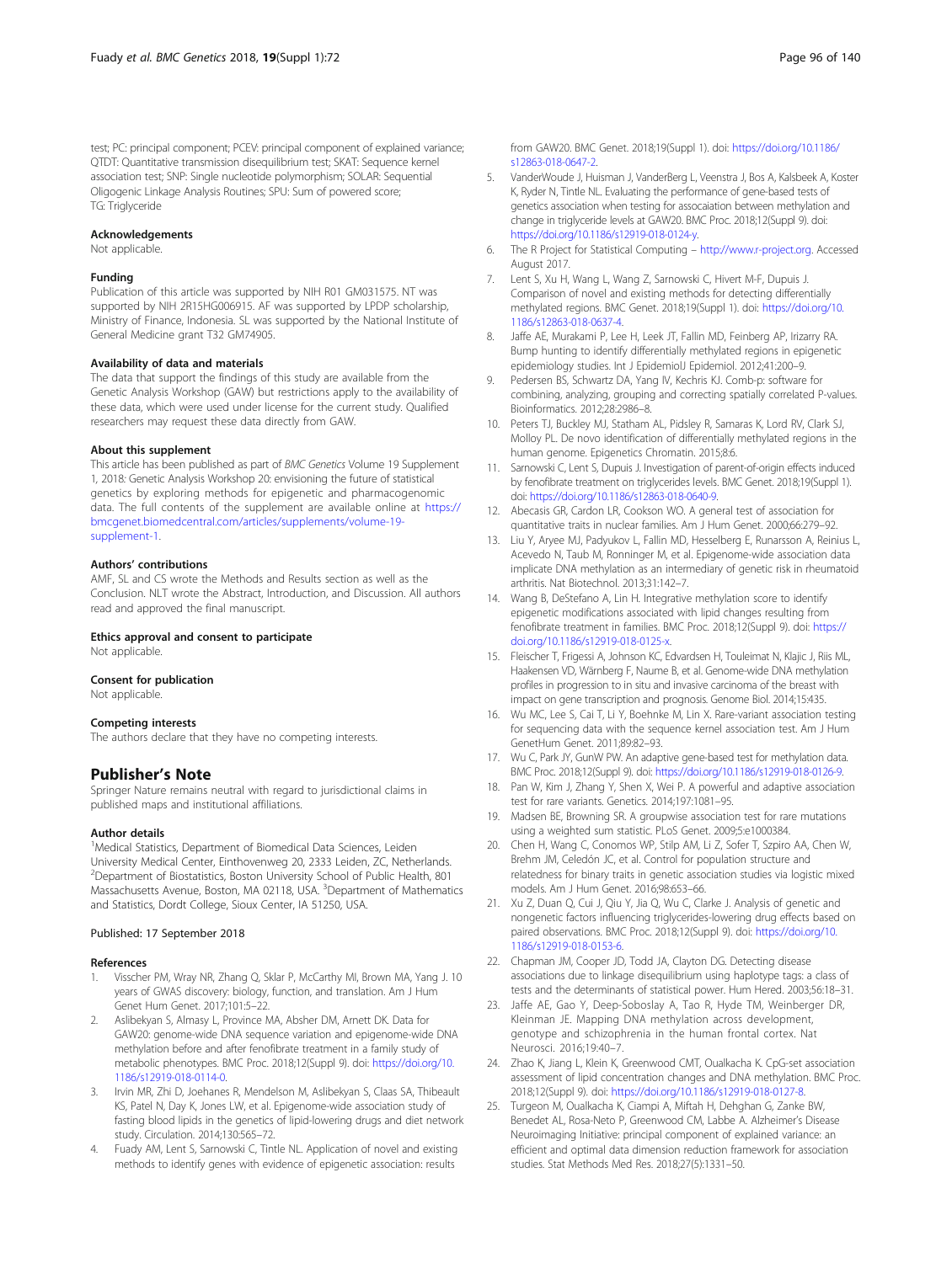test; PC: principal component; PCEV: principal component of explained variance; QTDT: Quantitative transmission disequilibrium test; SKAT: Sequence kernel association test; SNP: Single nucleotide polymorphism; SOLAR: Sequential Oligogenic Linkage Analysis Routines; SPU: Sum of powered score; TG: Triglyceride

### Acknowledgements

Not applicable.

### Funding

Publication of this article was supported by NIH R01 GM031575. NT was supported by NIH 2R15HG006915. AF was supported by LPDP scholarship, Ministry of Finance, Indonesia. SL was supported by the National Institute of General Medicine grant T32 GM74905.

### Availability of data and materials

The data that support the findings of this study are available from the Genetic Analysis Workshop (GAW) but restrictions apply to the availability of these data, which were used under license for the current study. Qualified researchers may request these data directly from GAW.

### About this supplement

This article has been published as part of *BMC Genetics* Volume 19 Supplement 1, 2018: Genetic Analysis Workshop 20: envisioning the future of statistical genetics by exploring methods for epigenetic and pharmacogenomic data. The full contents of the supplement are available online at https://bmcgenet.biomedcentral.com/articles/supplements/volume-19-supplement-1.

### Authors' contributions

AMF, SL and CS wrote the Methods and Results section as well as the Conclusion. NLT wrote the Abstract, Introduction, and Discussion. All authors read and approved the final manuscript.

### Ethics approval and consent to participate

Not applicable.

### Consent for publication

Not applicable.

### Competing interests

The authors declare that they have no competing interests.

## Publisher's Note

Springer Nature remains neutral with regard to jurisdictional claims in published maps and institutional affiliations.

### Author details

[1]Medical Statistics, Department of Biomedical Data Sciences, Leiden University Medical Center, Einthovenweg 20, 2333 Leiden, ZC, Netherlands. [2]Department of Biostatistics, Boston University School of Public Health, 801 Massachusetts Avenue, Boston, MA 02118, USA. [3]Department of Mathematics and Statistics, Dordt College, Sioux Center, IA 51250, USA.

Published: 17 September 2018

### References

1. Visscher PM, Wray NR, Zhang Q, Sklar P, McCarthy MI, Brown MA, Yang J. 10 years of GWAS discovery: biology, function, and translation. Am J Hum Genet Hum Genet. 2017;101:5–22.
2. Aslibekyan S, Almasy L, Province MA, Absher DM, Arnett DK. Data for GAW20: genome-wide DNA sequence variation and epigenome-wide DNA methylation before and after fenofibrate treatment in a family study of metabolic phenotypes. BMC Proc. 2018;12(Suppl 9). doi: https://doi.org/10.1186/s12919-018-0114-0.
3. Irvin MR, Zhi D, Joehanes R, Mendelson M, Aslibekyan S, Claas SA, Thibeault KS, Patel N, Day K, Jones LW, et al. Epigenome-wide association study of fasting blood lipids in the genetics of lipid-lowering drugs and diet network study. Circulation. 2014;130:565–72.
4. Fuady AM, Lent S, Sarnowski C, Tintle NL. Application of novel and existing methods to identify genes with evidence of epigenetic association: results from GAW20. BMC Genet. 2018;19(Suppl 1). doi: https://doi.org/10.1186/s12863-018-0647-2.
5. VanderWoude J, Huisman J, VanderBerg L, Veenstra J, Bos A, Kalsbeek A, Koster K, Ryder N, Tintle NL. Evaluating the performance of gene-based tests of genetics association when testing for assocaiation between methylation and change in triglyceride levels at GAW20. BMC Proc. 2018;12(Suppl 9). doi: https://doi.org/10.1186/s12919-018-0124-y.
6. The R Project for Statistical Computing – http://www.r-project.org. Accessed August 2017.
7. Lent S, Xu H, Wang L, Wang Z, Sarnowski C, Hivert M-F, Dupuis J. Comparison of novel and existing methods for detecting differentially methylated regions. BMC Genet. 2018;19(Suppl 1). doi: https://doi.org/10.1186/s12863-018-0637-4.
8. Jaffe AE, Murakami P, Lee H, Leek JT, Fallin MD, Feinberg AP, Irizarry RA. Bump hunting to identify differentially methylated regions in epigenetic epidemiology studies. Int J EpidemiolJ Epidemiol. 2012;41:200–9.
9. Pedersen BS, Schwartz DA, Yang IV, Kechris KJ. Comb-p: software for combining, analyzing, grouping and correcting spatially correlated P-values. Bioinformatics. 2012;28:2986–8.
10. Peters TJ, Buckley MJ, Statham AL, Pidsley R, Samaras K, Lord RV, Clark SJ, Molloy PL. De novo identification of differentially methylated regions in the human genome. Epigenetics Chromatin. 2015;8:6.
11. Sarnowski C, Lent S, Dupuis J. Investigation of parent-of-origin effects induced by fenofibrate treatment on triglycerides levels. BMC Genet. 2018;19(Suppl 1). doi: https://doi.org/10.1186/s12863-018-0640-9.
12. Abecasis GR, Cardon LR, Cookson WO. A general test of association for quantitative traits in nuclear families. Am J Hum Genet. 2000;66:279–92.
13. Liu Y, Aryee MJ, Padyukov L, Fallin MD, Hesselberg E, Runarsson A, Reinius L, Acevedo N, Taub M, Ronninger M, et al. Epigenome-wide association data implicate DNA methylation as an intermediary of genetic risk in rheumatoid arthritis. Nat Biotechnol. 2013;31:142–7.
14. Wang B, DeStefano A, Lin H. Integrative methylation score to identify epigenetic modifications associated with lipid changes resulting from fenofibrate treatment in families. BMC Proc. 2018;12(Suppl 9). doi: https://doi.org/10.1186/s12919-018-0125-x.
15. Fleischer T, Frigessi A, Johnson KC, Edvardsen H, Touleimat N, Klajic J, Riis ML, Haakensen VD, Wärnberg F, Naume B, et al. Genome-wide DNA methylation profiles in progression to in situ and invasive carcinoma of the breast with impact on gene transcription and prognosis. Genome Biol. 2014;15:435.
16. Wu MC, Lee S, Cai T, Li Y, Boehnke M, Lin X. Rare-variant association testing for sequencing data with the sequence kernel association test. Am J Hum GenetHum Genet. 2011;89:82–93.
17. Wu C, Park JY, GunW PW. An adaptive gene-based test for methylation data. BMC Proc. 2018;12(Suppl 9). doi: https://doi.org/10.1186/s12919-018-0126-9.
18. Pan W, Kim J, Zhang Y, Shen X, Wei P. A powerful and adaptive association test for rare variants. Genetics. 2014;197:1081–95.
19. Madsen BE, Browning SR. A groupwise association test for rare mutations using a weighted sum statistic. PLoS Genet. 2009;5:e1000384.
20. Chen H, Wang C, Conomos WP, Stilp AM, Li Z, Sofer T, Szpiro AA, Chen W, Brehm JM, Celedón JC, et al. Control for population structure and relatedness for binary traits in genetic association studies via logistic mixed models. Am J Hum Genet. 2016;98:653–66.
21. Xu Z, Duan Q, Cui J, Qiu Y, Jia Q, Wu C, Clarke J. Analysis of genetic and nongenetic factors influencing triglycerides-lowering drug effects based on paired observations. BMC Proc. 2018;12(Suppl 9). doi: https://doi.org/10.1186/s12919-018-0153-6.
22. Chapman JM, Cooper JD, Todd JA, Clayton DG. Detecting disease associations due to linkage disequilibrium using haplotype tags: a class of tests and the determinants of statistical power. Hum Hered. 2003;56:18–31.
23. Jaffe AE, Gao Y, Deep-Soboslay A, Tao R, Hyde TM, Weinberger DR, Kleinman JE. Mapping DNA methylation across development, genotype and schizophrenia in the human frontal cortex. Nat Neurosci. 2016;19:40–7.
24. Zhao K, Jiang L, Klein K, Greenwood CMT, Oualkacha K. CpG-set association assessment of lipid concentration changes and DNA methylation. BMC Proc. 2018;12(Suppl 9). doi: https://doi.org/10.1186/s12919-018-0127-8.
25. Turgeon M, Oualkacha K, Ciampi A, Miftah H, Dehghan G, Zanke BW, Benedet AL, Rosa-Neto P, Greenwood CM, Labbe A. Alzheimer's Disease Neuroimaging Initiative: principal component of explained variance: an efficient and optimal data dimension reduction framework for association studies. Stat Methods Med Res. 2018;27(5):1331–50.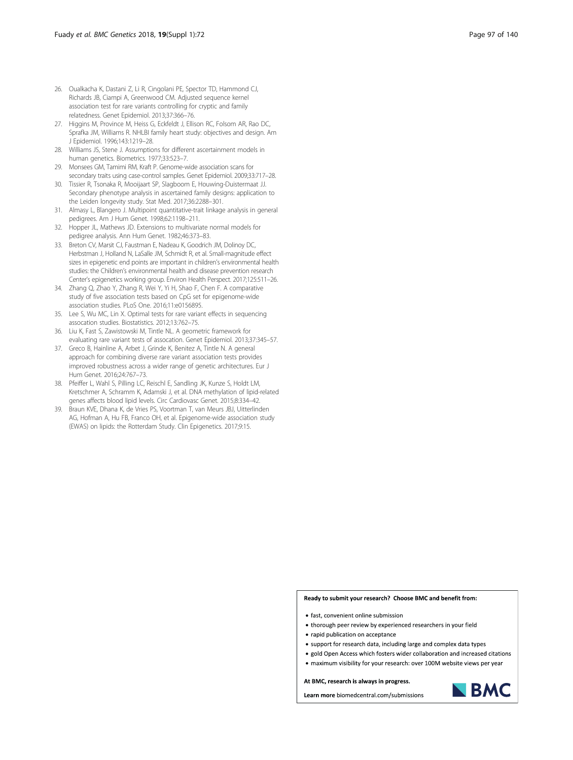26. Oualkacha K, Dastani Z, Li R, Cingolani PE, Spector TD, Hammond CJ, Richards JB, Ciampi A, Greenwood CM. Adjusted sequence kernel association test for rare variants controlling for cryptic and family relatedness. Genet Epidemiol. 2013;37:366–76.
27. Higgins M, Province M, Heiss G, Eckfeldt J, Ellison RC, Folsom AR, Rao DC, Sprafka JM, Williams R. NHLBI family heart study: objectives and design. Am J Epidemiol. 1996;143:1219–28.
28. Williams JS, Stene J. Assumptions for different ascertainment models in human genetics. Biometrics. 1977;33:523–7.
29. Monsees GM, Tamimi RM, Kraft P. Genome-wide association scans for secondary traits using case-control samples. Genet Epidemiol. 2009;33:717–28.
30. Tissier R, Tsonaka R, Mooijaart SP, Slagboom E, Houwing-Duistermaat JJ. Secondary phenotype analysis in ascertained family designs: application to the Leiden longevity study. Stat Med. 2017;36:2288–301.
31. Almasy L, Blangero J. Multipoint quantitative-trait linkage analysis in general pedigrees. Am J Hum Genet. 1998;62:1198–211.
32. Hopper JL, Mathews JD. Extensions to multivariate normal models for pedigree analysis. Ann Hum Genet. 1982;46:373–83.
33. Breton CV, Marsit CJ, Faustman E, Nadeau K, Goodrich JM, Dolinoy DC, Herbstman J, Holland N, LaSalle JM, Schmidt R, et al. Small-magnitude effect sizes in epigenetic end points are important in children's environmental health studies: the Children's environmental health and disease prevention research Center's epigenetics working group. Environ Health Perspect. 2017;125:511–26.
34. Zhang Q, Zhao Y, Zhang R, Wei Y, Yi H, Shao F, Chen F. A comparative study of five association tests based on CpG set for epigenome-wide association studies. PLoS One. 2016;11:e0156895.
35. Lee S, Wu MC, Lin X. Optimal tests for rare variant effects in sequencing assocation studies. Biostatistics. 2012;13:762–75.
36. Liu K, Fast S, Zawistowski M, Tintle NL. A geometric framework for evaluating rare variant tests of assocation. Genet Epidemiol. 2013;37:345–57.
37. Greco B, Hainline A, Arbet J, Grinde K, Benitez A, Tintle N. A general approach for combining diverse rare variant association tests provides improved robustness across a wider range of genetic architectures. Eur J Hum Genet. 2016;24:767–73.
38. Pfeiffer L, Wahl S, Pilling LC, Reischl E, Sandling JK, Kunze S, Holdt LM, Kretschmer A, Schramm K, Adamski J, et al. DNA methylation of lipid-related genes affects blood lipid levels. Circ Cardiovasc Genet. 2015;8:334–42.
39. Braun KVE, Dhana K, de Vries PS, Voortman T, van Meurs JBJ, Uitterlinden AG, Hofman A, Hu FB, Franco OH, et al. Epigenome-wide association study (EWAS) on lipids: the Rotterdam Study. Clin Epigenetics. 2017;9:15.

**Ready to submit your research? Choose BMC and benefit from:**

- fast, convenient online submission
- thorough peer review by experienced researchers in your field
- rapid publication on acceptance
- support for research data, including large and complex data types
- gold Open Access which fosters wider collaboration and increased citations
- maximum visibility for your research: over 100M website views per year

**At BMC, research is always in progress.**

**Learn more** biomedcentral.com/submissions